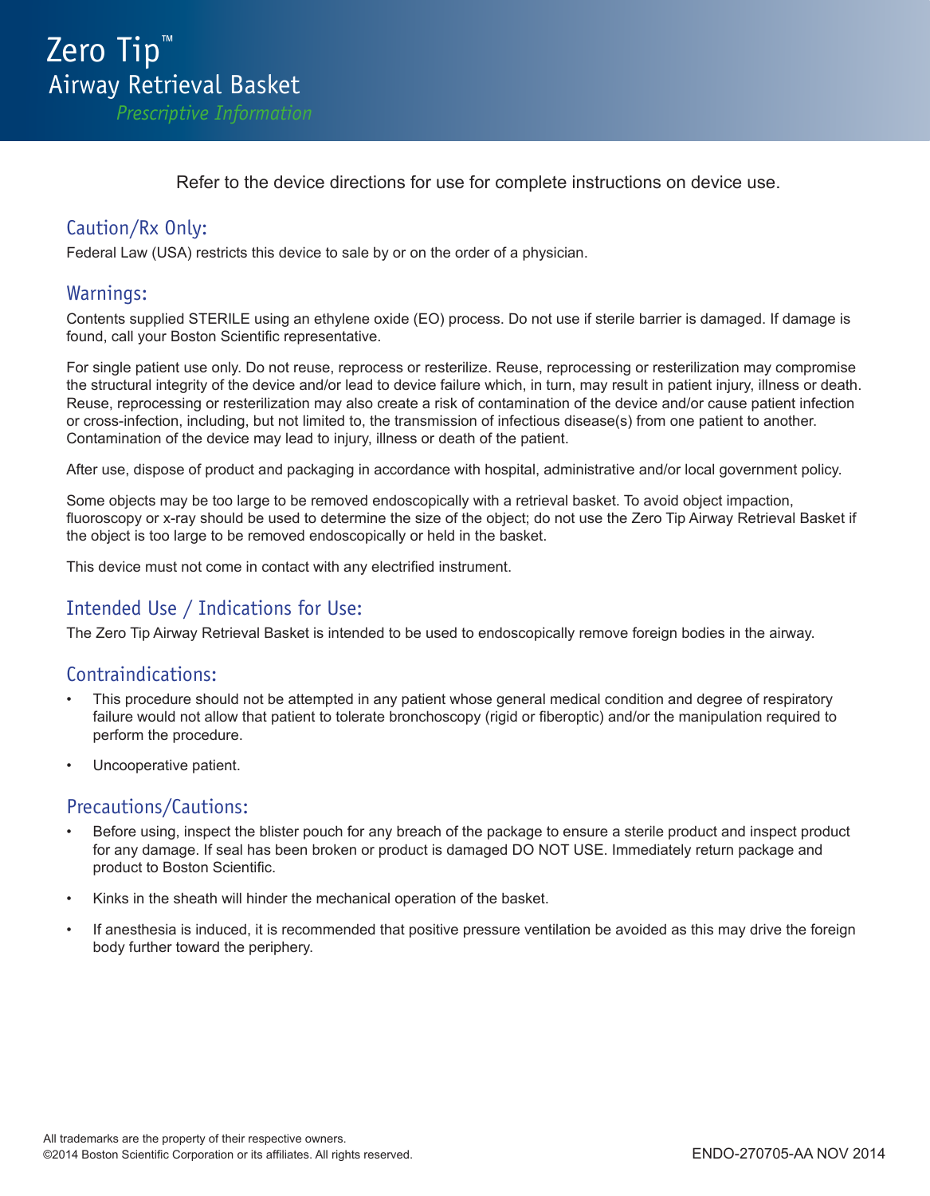# Zero Tip™ Airway Retrieval Basket

*Prescriptive Information*

Refer to the device directions for use for complete instructions on device use.

## Caution/Rx Only:

Federal Law (USA) restricts this device to sale by or on the order of a physician.

## Warnings:

Contents supplied STERILE using an ethylene oxide (EO) process. Do not use if sterile barrier is damaged. If damage is found, call your Boston Scientific representative.

For single patient use only. Do not reuse, reprocess or resterilize. Reuse, reprocessing or resterilization may compromise the structural integrity of the device and/or lead to device failure which, in turn, may result in patient injury, illness or death. Reuse, reprocessing or resterilization may also create a risk of contamination of the device and/or cause patient infection or cross-infection, including, but not limited to, the transmission of infectious disease(s) from one patient to another. Contamination of the device may lead to injury, illness or death of the patient.

After use, dispose of product and packaging in accordance with hospital, administrative and/or local government policy.

Some objects may be too large to be removed endoscopically with a retrieval basket. To avoid object impaction, fluoroscopy or x-ray should be used to determine the size of the object; do not use the Zero Tip Airway Retrieval Basket if the object is too large to be removed endoscopically or held in the basket.

This device must not come in contact with any electrified instrument.

## Intended Use / Indications for Use:

The Zero Tip Airway Retrieval Basket is intended to be used to endoscopically remove foreign bodies in the airway.

## Contraindications:

- This procedure should not be attempted in any patient whose general medical condition and degree of respiratory failure would not allow that patient to tolerate bronchoscopy (rigid or fiberoptic) and/or the manipulation required to perform the procedure.
- Uncooperative patient.

## Precautions/Cautions:

- Before using, inspect the blister pouch for any breach of the package to ensure a sterile product and inspect product for any damage. If seal has been broken or product is damaged DO NOT USE. Immediately return package and product to Boston Scientific.
- Kinks in the sheath will hinder the mechanical operation of the basket.
- If anesthesia is induced, it is recommended that positive pressure ventilation be avoided as this may drive the foreign body further toward the periphery.

All trademarks are the property of their respective owners.
©2014 Boston Scientific Corporation or its affiliates. All rights reserved.

ENDO-270705-AA NOV 2014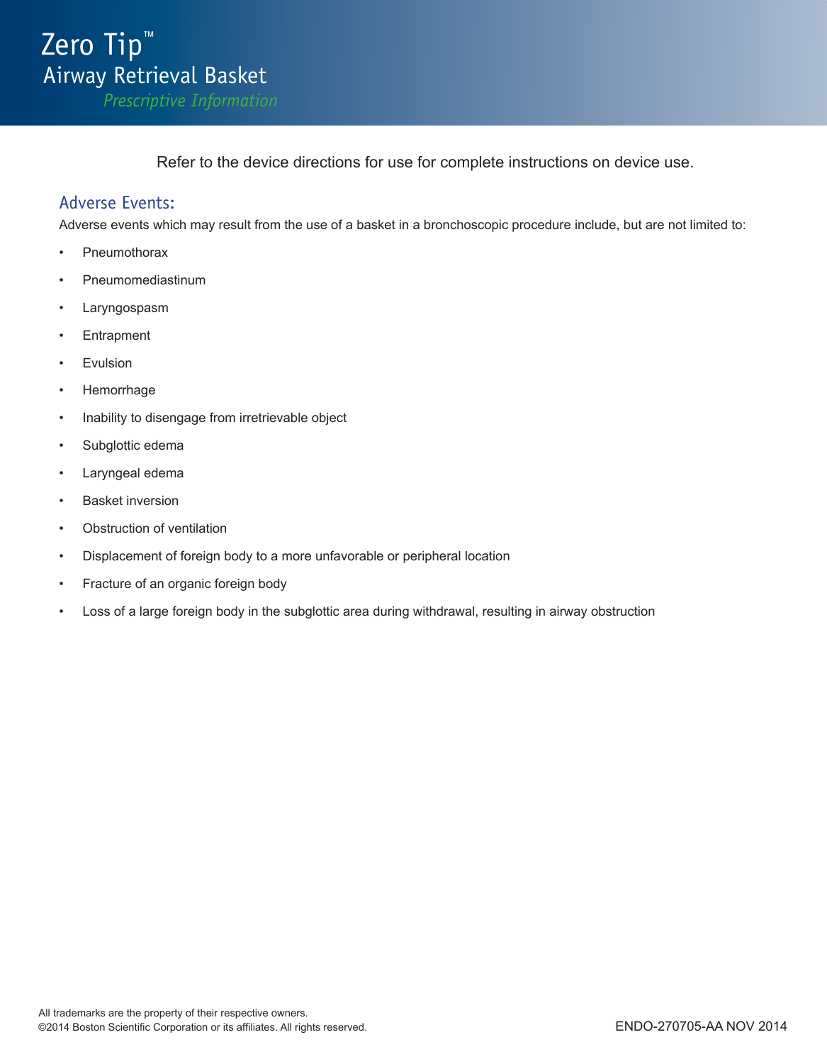# Zero Tip™

## Airway Retrieval Basket

*Prescriptive Information*

Refer to the device directions for use for complete instructions on device use.

## Adverse Events:

Adverse events which may result from the use of a basket in a bronchoscopic procedure include, but are not limited to:

- Pneumothorax
- Pneumomediastinum
- Laryngospasm
- Entrapment
- Evulsion
- Hemorrhage
- Inability to disengage from irretrievable object
- Subglottic edema
- Laryngeal edema
- Basket inversion
- Obstruction of ventilation
- Displacement of foreign body to a more unfavorable or peripheral location
- Fracture of an organic foreign body
- Loss of a large foreign body in the subglottic area during withdrawal, resulting in airway obstruction

All trademarks are the property of their respective owners.
©2014 Boston Scientific Corporation or its affiliates. All rights reserved.

ENDO-270705-AA NOV 2014